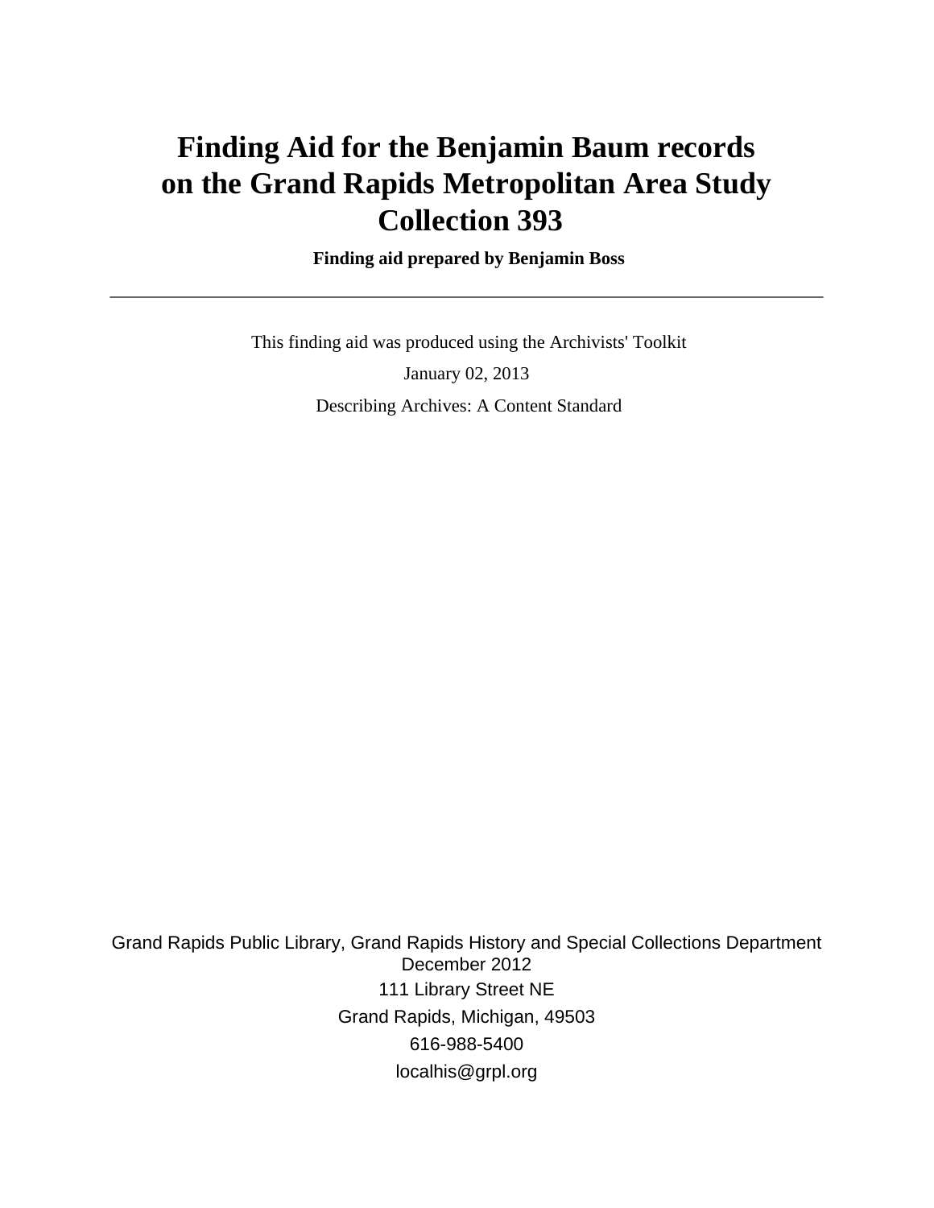# Finding Aid for the Benjamin Baum records on the Grand Rapids Metropolitan Area Study Collection 393

**Finding aid prepared by Benjamin Boss**

---

This finding aid was produced using the Archivists' Toolkit

January 02, 2013

Describing Archives: A Content Standard

Grand Rapids Public Library, Grand Rapids History and Special Collections Department
December 2012
111 Library Street NE
Grand Rapids, Michigan, 49503
616-988-5400
localhis@grpl.org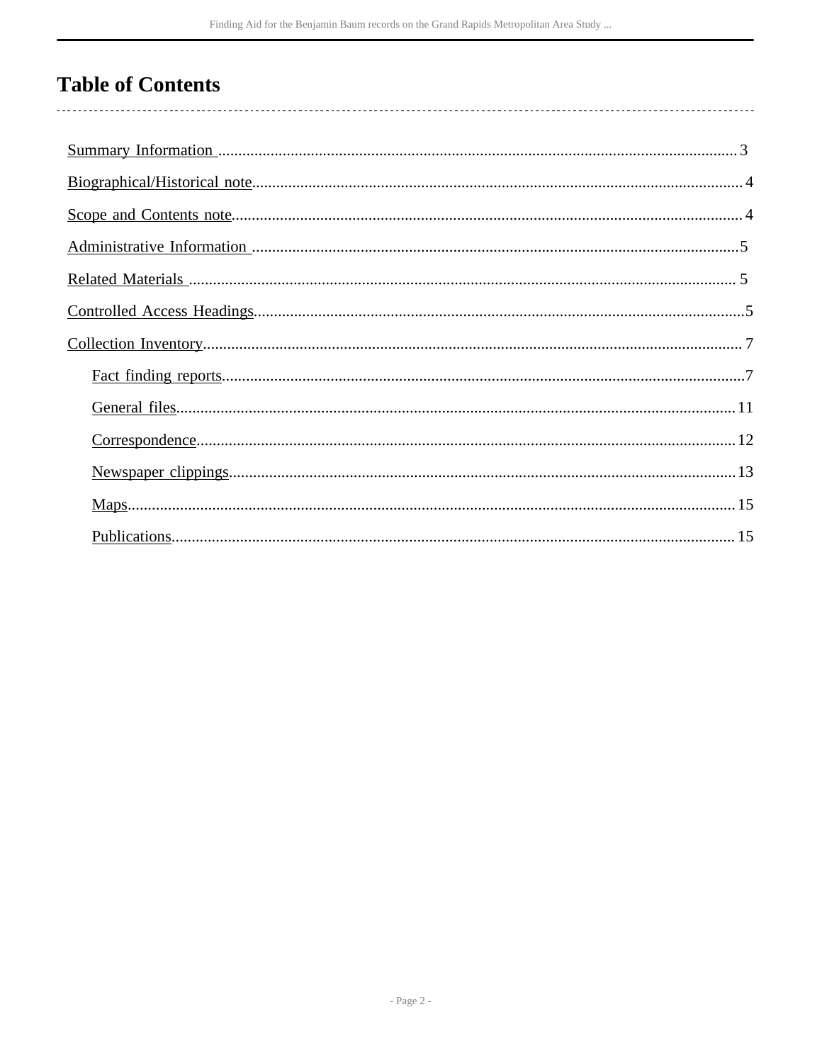# Table of Contents

- Summary Information ... 3
- Biographical/Historical note ... 4
- Scope and Contents note ... 4
- Administrative Information ... 5
- Related Materials ... 5
- Controlled Access Headings ... 5
- Collection Inventory ... 7
  - Fact finding reports ... 7
  - General files ... 11
  - Correspondence ... 12
  - Newspaper clippings ... 13
  - Maps ... 15
  - Publications ... 15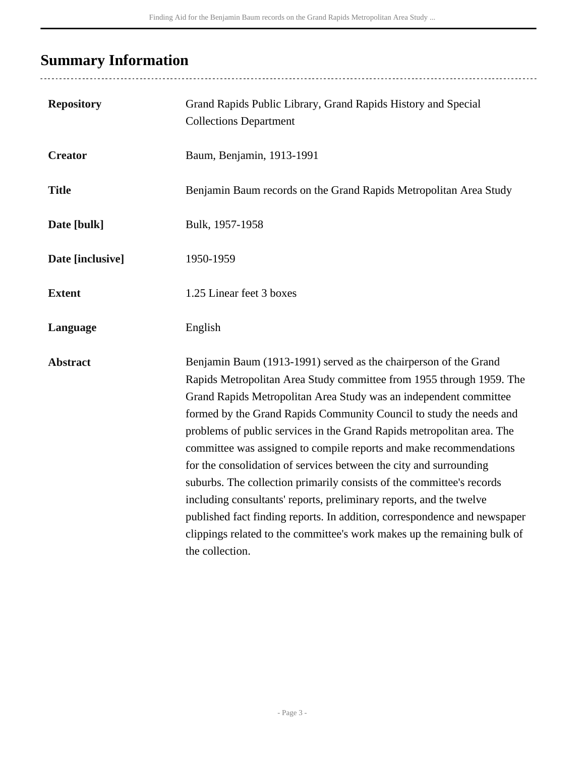## Summary Information

| | |
|---|---|
| **Repository** | Grand Rapids Public Library, Grand Rapids History and Special Collections Department |
| **Creator** | Baum, Benjamin, 1913-1991 |
| **Title** | Benjamin Baum records on the Grand Rapids Metropolitan Area Study |
| **Date [bulk]** | Bulk, 1957-1958 |
| **Date [inclusive]** | 1950-1959 |
| **Extent** | 1.25 Linear feet 3 boxes |
| **Language** | English |
| **Abstract** | Benjamin Baum (1913-1991) served as the chairperson of the Grand Rapids Metropolitan Area Study committee from 1955 through 1959. The Grand Rapids Metropolitan Area Study was an independent committee formed by the Grand Rapids Community Council to study the needs and problems of public services in the Grand Rapids metropolitan area. The committee was assigned to compile reports and make recommendations for the consolidation of services between the city and surrounding suburbs. The collection primarily consists of the committee's records including consultants' reports, preliminary reports, and the twelve published fact finding reports. In addition, correspondence and newspaper clippings related to the committee's work makes up the remaining bulk of the collection. |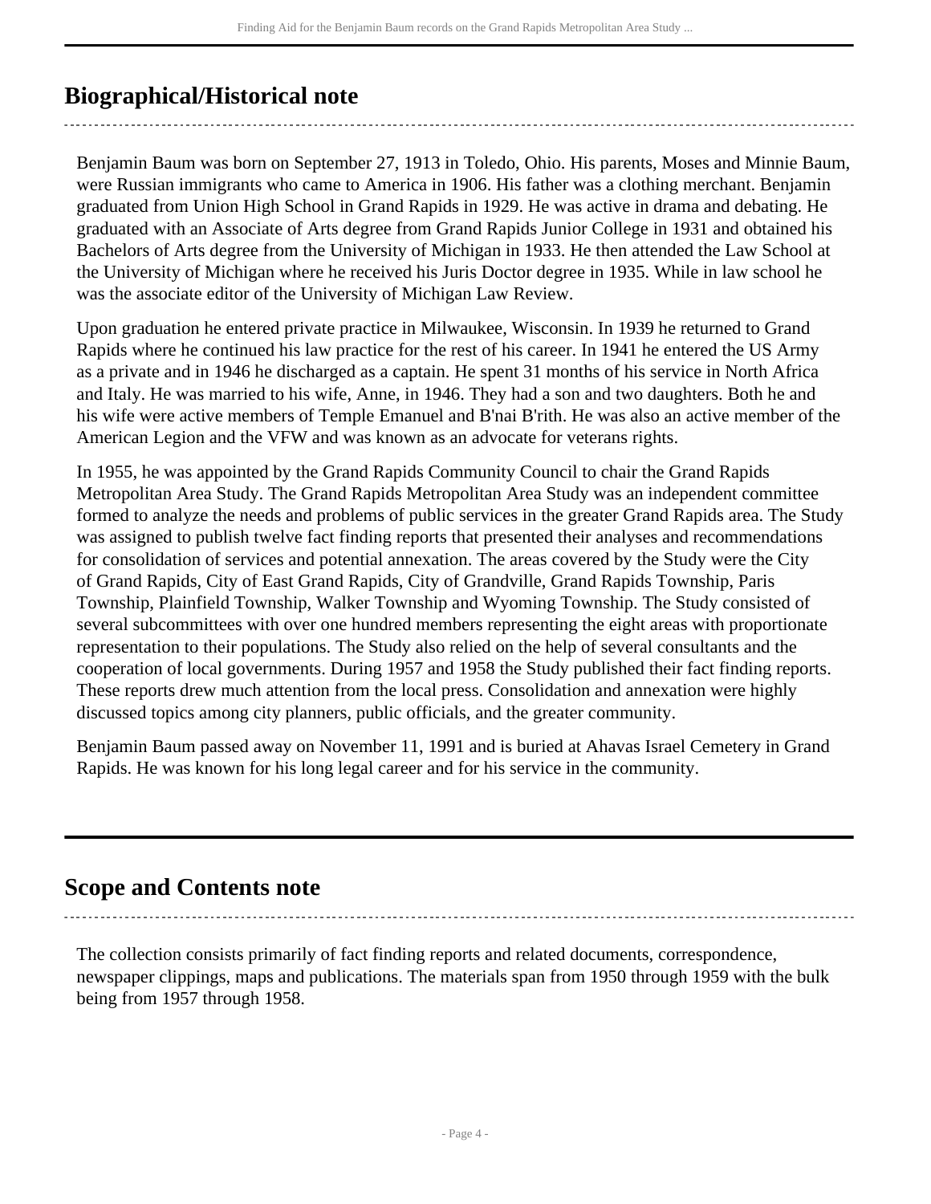## Biographical/Historical note

Benjamin Baum was born on September 27, 1913 in Toledo, Ohio. His parents, Moses and Minnie Baum, were Russian immigrants who came to America in 1906. His father was a clothing merchant. Benjamin graduated from Union High School in Grand Rapids in 1929. He was active in drama and debating. He graduated with an Associate of Arts degree from Grand Rapids Junior College in 1931 and obtained his Bachelors of Arts degree from the University of Michigan in 1933. He then attended the Law School at the University of Michigan where he received his Juris Doctor degree in 1935. While in law school he was the associate editor of the University of Michigan Law Review.

Upon graduation he entered private practice in Milwaukee, Wisconsin. In 1939 he returned to Grand Rapids where he continued his law practice for the rest of his career. In 1941 he entered the US Army as a private and in 1946 he discharged as a captain. He spent 31 months of his service in North Africa and Italy. He was married to his wife, Anne, in 1946. They had a son and two daughters. Both he and his wife were active members of Temple Emanuel and B'nai B'rith. He was also an active member of the American Legion and the VFW and was known as an advocate for veterans rights.

In 1955, he was appointed by the Grand Rapids Community Council to chair the Grand Rapids Metropolitan Area Study. The Grand Rapids Metropolitan Area Study was an independent committee formed to analyze the needs and problems of public services in the greater Grand Rapids area. The Study was assigned to publish twelve fact finding reports that presented their analyses and recommendations for consolidation of services and potential annexation. The areas covered by the Study were the City of Grand Rapids, City of East Grand Rapids, City of Grandville, Grand Rapids Township, Paris Township, Plainfield Township, Walker Township and Wyoming Township. The Study consisted of several subcommittees with over one hundred members representing the eight areas with proportionate representation to their populations. The Study also relied on the help of several consultants and the cooperation of local governments. During 1957 and 1958 the Study published their fact finding reports. These reports drew much attention from the local press. Consolidation and annexation were highly discussed topics among city planners, public officials, and the greater community.

Benjamin Baum passed away on November 11, 1991 and is buried at Ahavas Israel Cemetery in Grand Rapids. He was known for his long legal career and for his service in the community.

## Scope and Contents note

The collection consists primarily of fact finding reports and related documents, correspondence, newspaper clippings, maps and publications. The materials span from 1950 through 1959 with the bulk being from 1957 through 1958.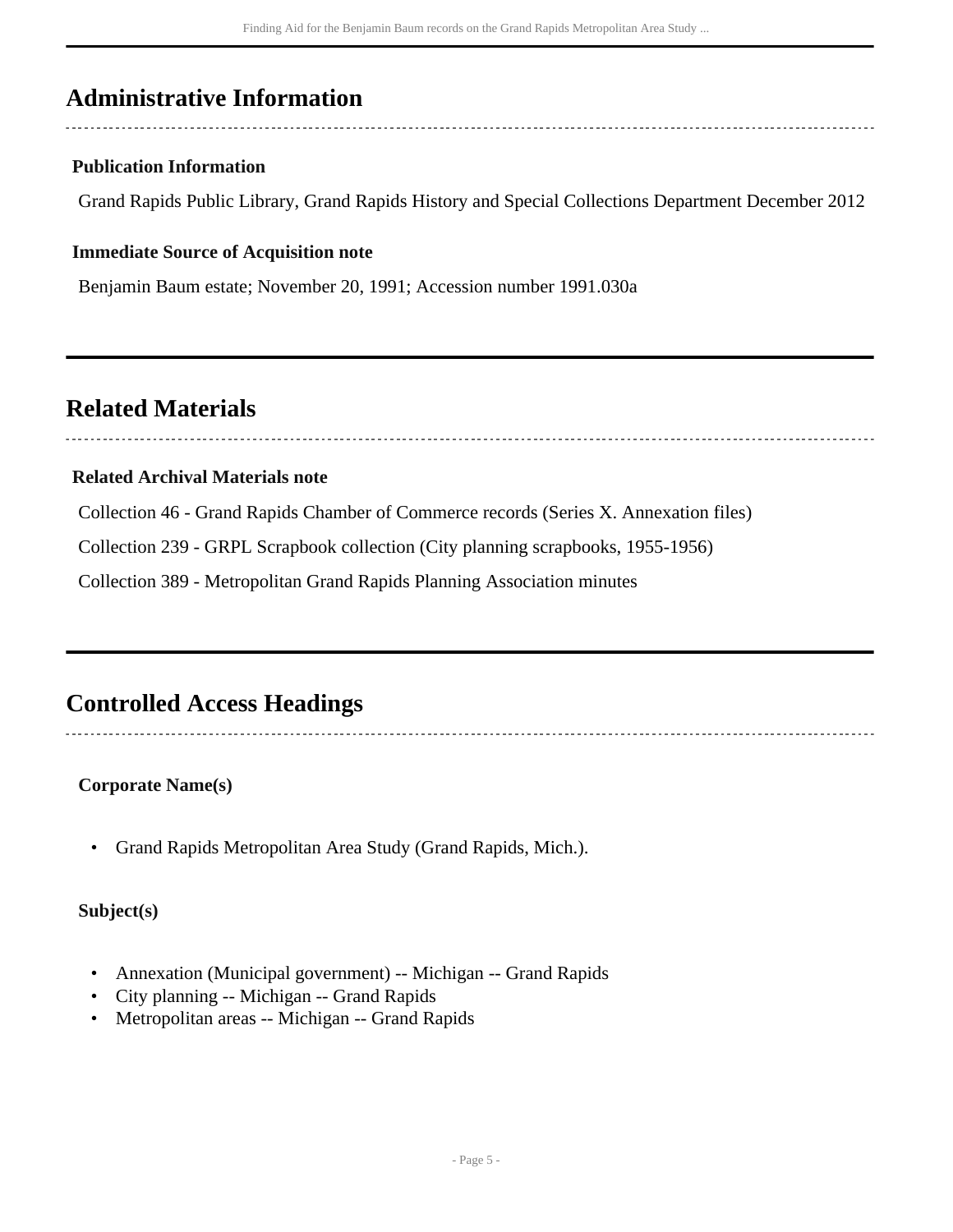## Administrative Information

### Publication Information

Grand Rapids Public Library, Grand Rapids History and Special Collections Department December 2012

### Immediate Source of Acquisition note

Benjamin Baum estate; November 20, 1991; Accession number 1991.030a

## Related Materials

### Related Archival Materials note

Collection 46 - Grand Rapids Chamber of Commerce records (Series X. Annexation files)

Collection 239 - GRPL Scrapbook collection (City planning scrapbooks, 1955-1956)

Collection 389 - Metropolitan Grand Rapids Planning Association minutes

## Controlled Access Headings

### Corporate Name(s)

- Grand Rapids Metropolitan Area Study (Grand Rapids, Mich.).

### Subject(s)

- Annexation (Municipal government) -- Michigan -- Grand Rapids
- City planning -- Michigan -- Grand Rapids
- Metropolitan areas -- Michigan -- Grand Rapids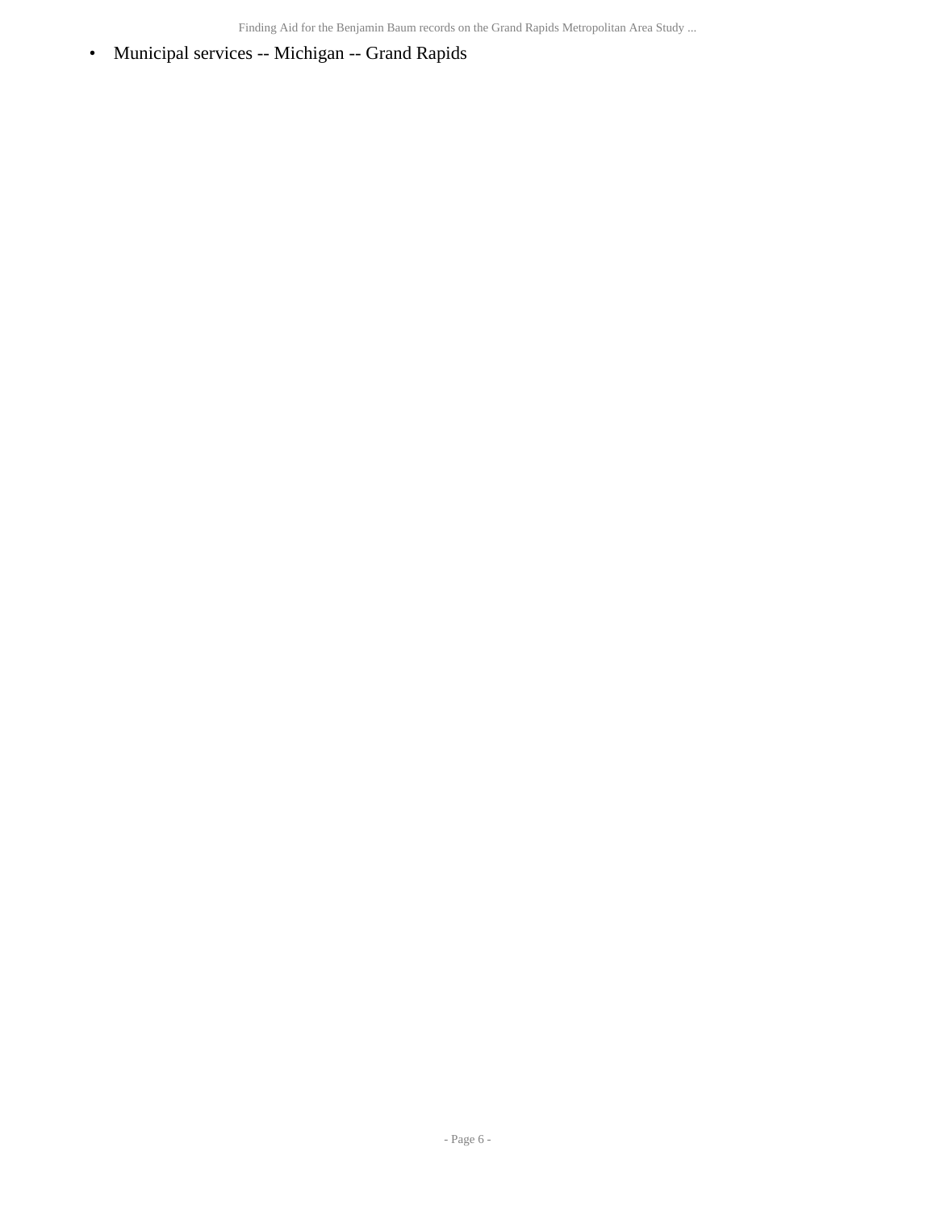- Municipal services -- Michigan -- Grand Rapids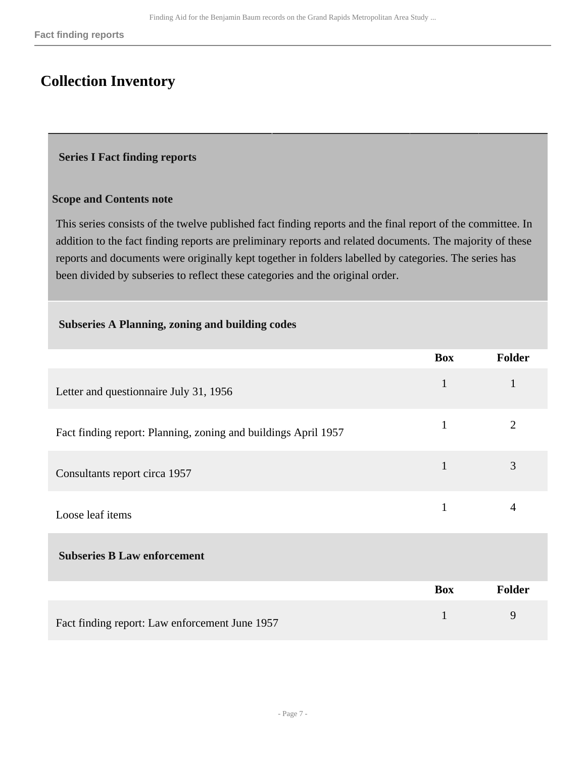## Collection Inventory

### Series I Fact finding reports

**Scope and Contents note**

This series consists of the twelve published fact finding reports and the final report of the committee. In addition to the fact finding reports are preliminary reports and related documents. The majority of these reports and documents were originally kept together in folders labelled by categories. The series has been divided by subseries to reflect these categories and the original order.

#### Subseries A Planning, zoning and building codes

| | Box | Folder |
|---|---|---|
| Letter and questionnaire July 31, 1956 | 1 | 1 |
| Fact finding report: Planning, zoning and buildings April 1957 | 1 | 2 |
| Consultants report circa 1957 | 1 | 3 |
| Loose leaf items | 1 | 4 |

#### Subseries B Law enforcement

| | Box | Folder |
|---|---|---|
| Fact finding report: Law enforcement June 1957 | 1 | 9 |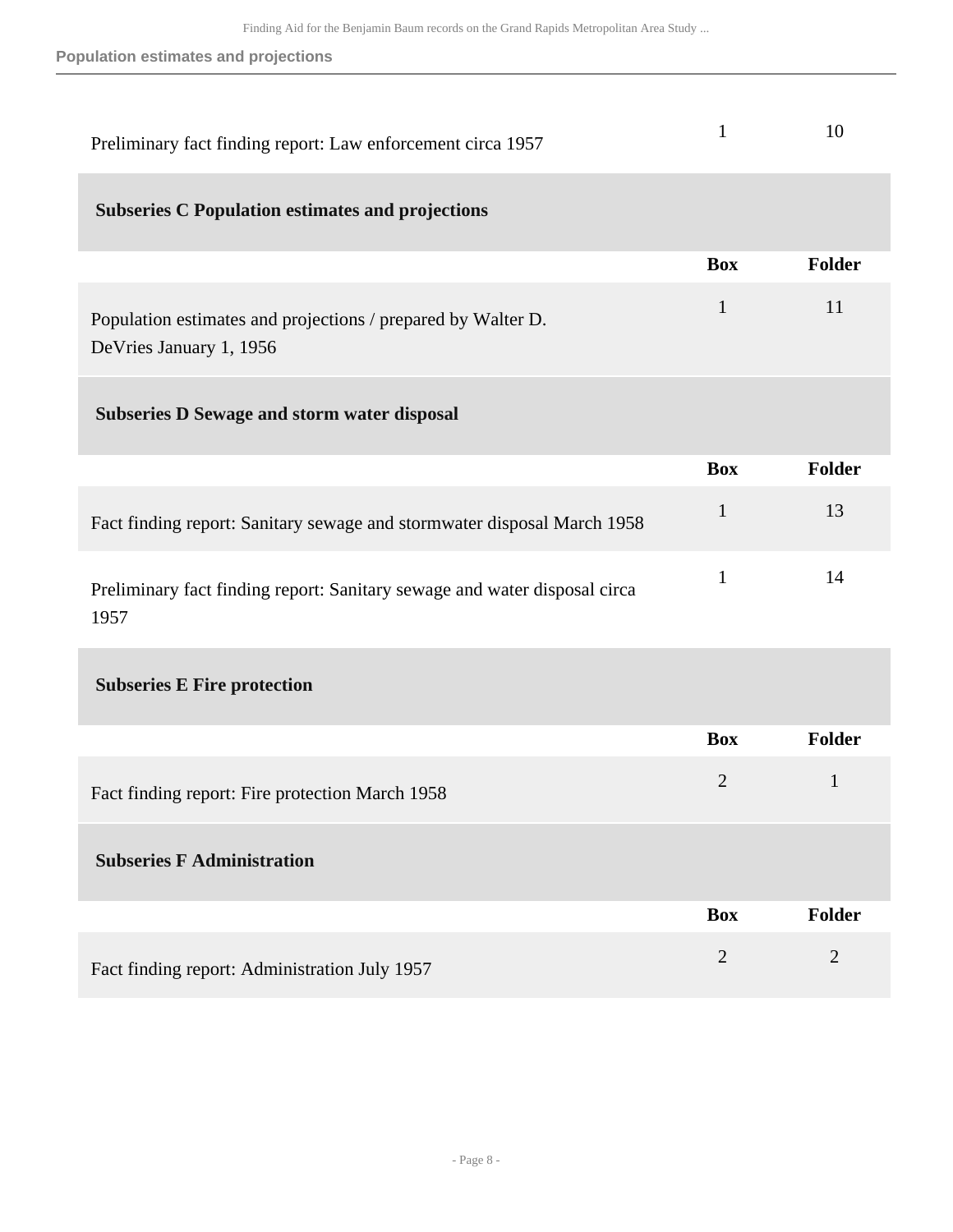| | Box | Folder |
|---|---|---|
| Preliminary fact finding report: Law enforcement circa 1957 | 1 | 10 |

### Subseries C Population estimates and projections

| | Box | Folder |
|---|---|---|
| Population estimates and projections / prepared by Walter D. DeVries January 1, 1956 | 1 | 11 |

### Subseries D Sewage and storm water disposal

| | Box | Folder |
|---|---|---|
| Fact finding report: Sanitary sewage and stormwater disposal March 1958 | 1 | 13 |
| Preliminary fact finding report: Sanitary sewage and water disposal circa 1957 | 1 | 14 |

### Subseries E Fire protection

| | Box | Folder |
|---|---|---|
| Fact finding report: Fire protection March 1958 | 2 | 1 |

### Subseries F Administration

| | Box | Folder |
|---|---|---|
| Fact finding report: Administration July 1957 | 2 | 2 |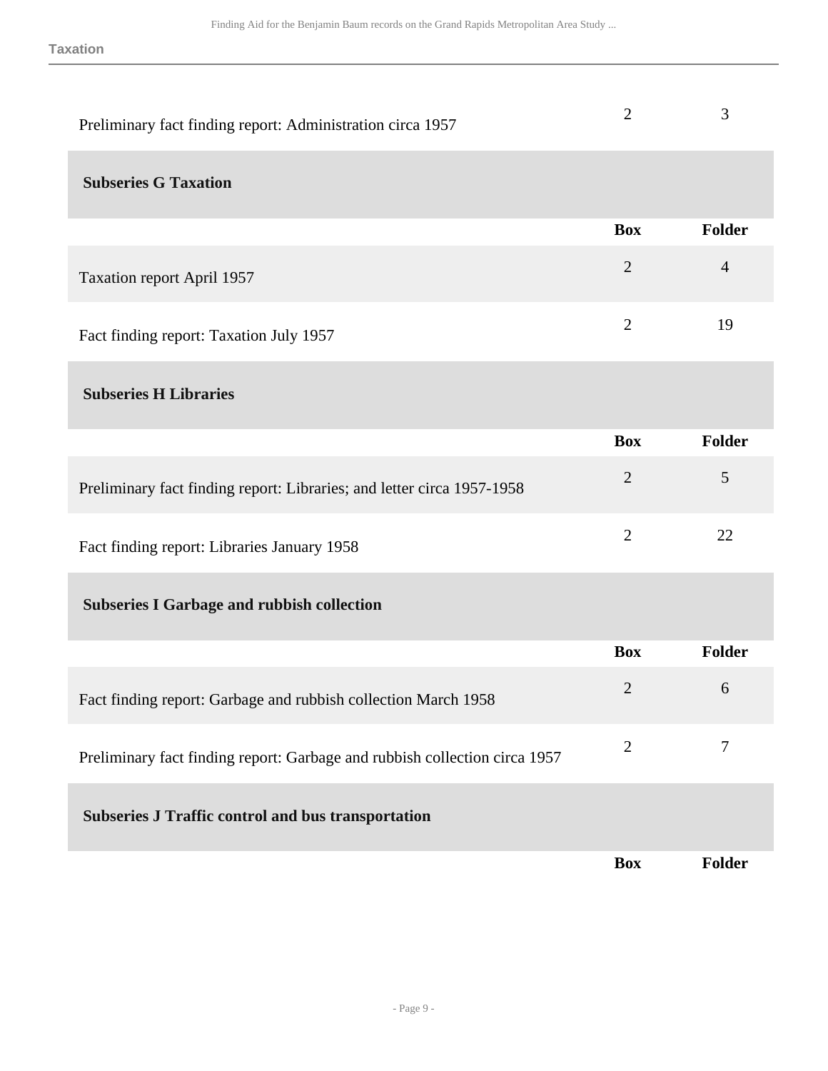| | Box | Folder |
|---|---|---|
| Preliminary fact finding report: Administration circa 1957 | 2 | 3 |

### Subseries G Taxation

| | Box | Folder |
|---|---|---|
| Taxation report April 1957 | 2 | 4 |
| Fact finding report: Taxation July 1957 | 2 | 19 |

### Subseries H Libraries

| | Box | Folder |
|---|---|---|
| Preliminary fact finding report: Libraries; and letter circa 1957-1958 | 2 | 5 |
| Fact finding report: Libraries January 1958 | 2 | 22 |

### Subseries I Garbage and rubbish collection

| | Box | Folder |
|---|---|---|
| Fact finding report: Garbage and rubbish collection March 1958 | 2 | 6 |
| Preliminary fact finding report: Garbage and rubbish collection circa 1957 | 2 | 7 |

### Subseries J Traffic control and bus transportation

| | Box | Folder |
|---|---|---|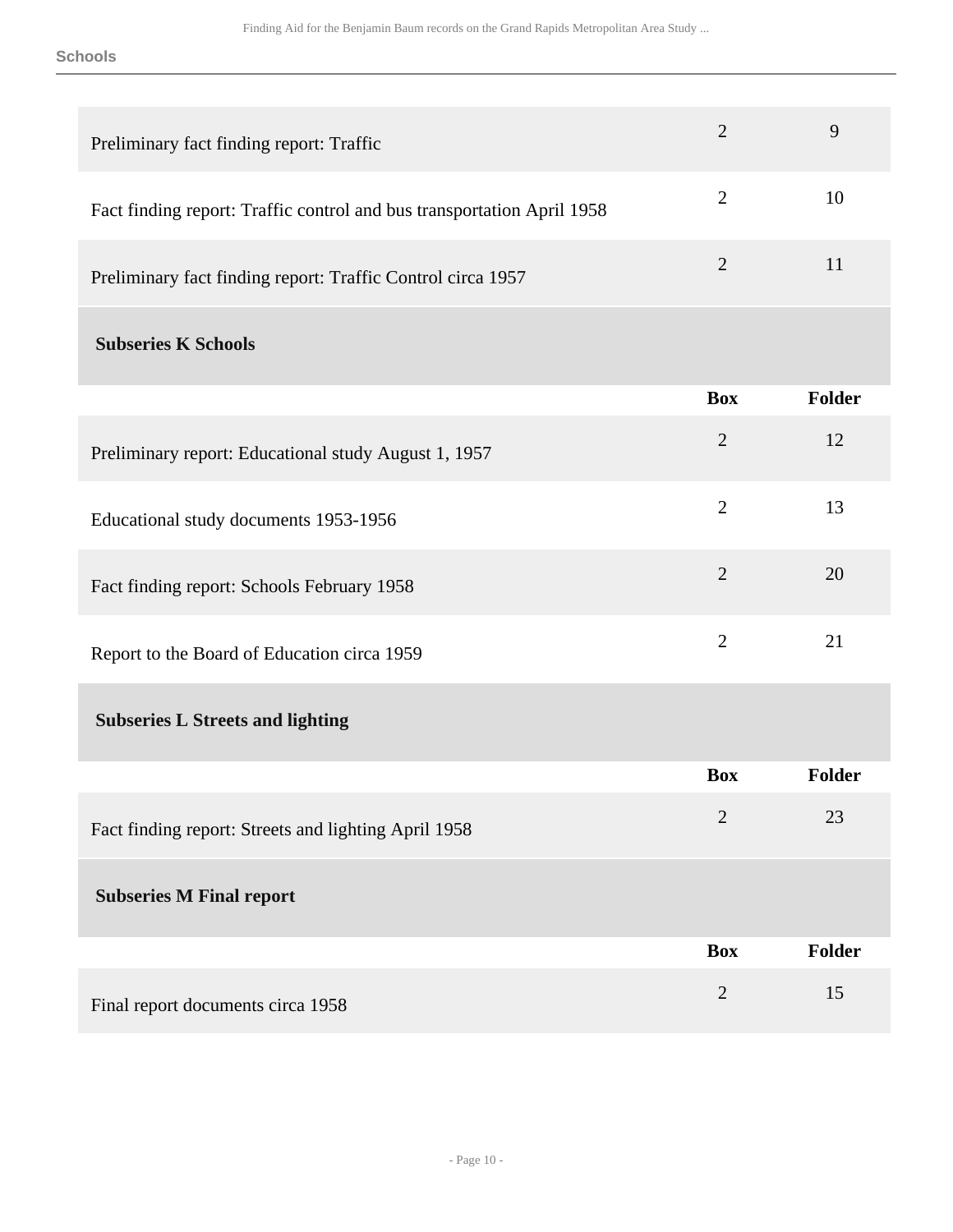| | Box | Folder |
|---|---|---|
| Preliminary fact finding report: Traffic | 2 | 9 |
| Fact finding report: Traffic control and bus transportation April 1958 | 2 | 10 |
| Preliminary fact finding report: Traffic Control circa 1957 | 2 | 11 |

**Subseries K Schools**

| | Box | Folder |
|---|---|---|
| Preliminary report: Educational study August 1, 1957 | 2 | 12 |
| Educational study documents 1953-1956 | 2 | 13 |
| Fact finding report: Schools February 1958 | 2 | 20 |
| Report to the Board of Education circa 1959 | 2 | 21 |

**Subseries L Streets and lighting**

| | Box | Folder |
|---|---|---|
| Fact finding report: Streets and lighting April 1958 | 2 | 23 |

**Subseries M Final report**

| | Box | Folder |
|---|---|---|
| Final report documents circa 1958 | 2 | 15 |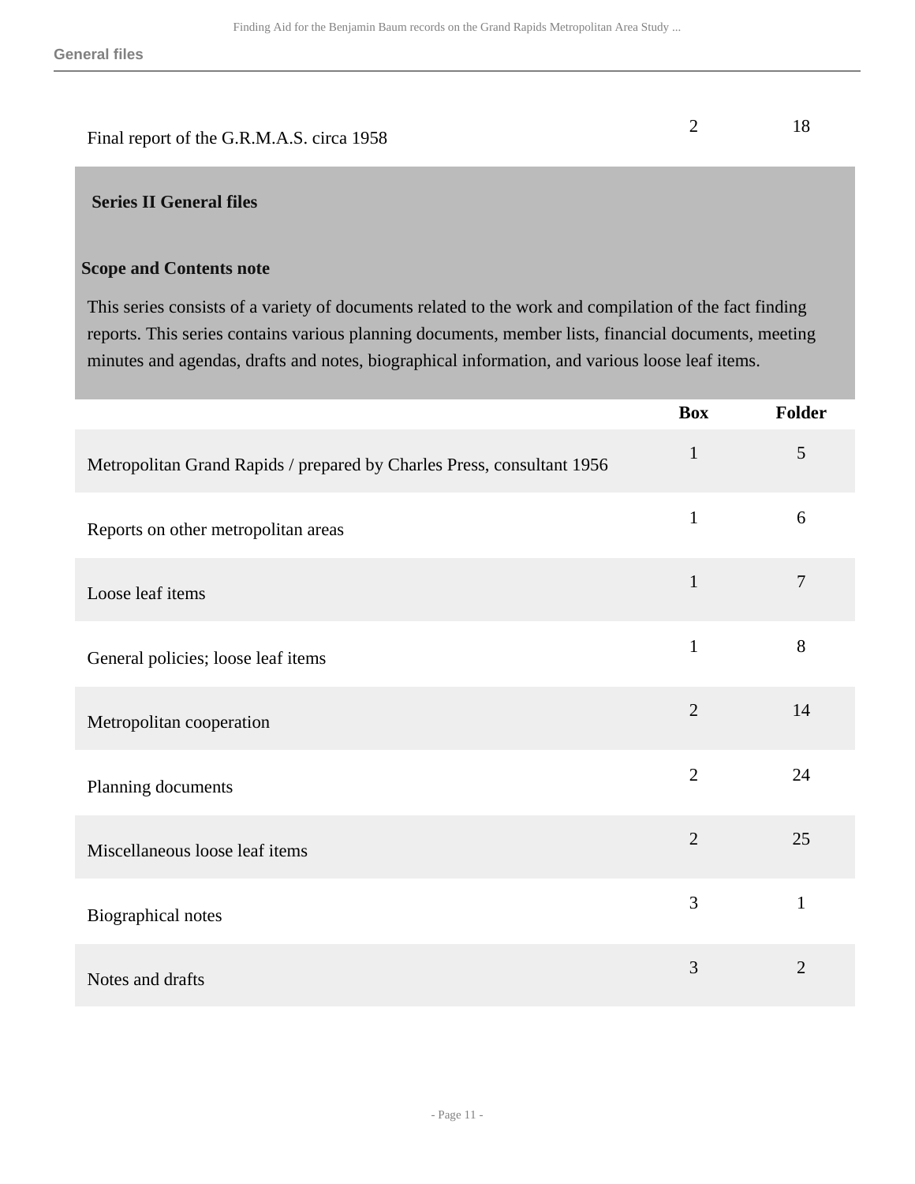| | Box | Folder |
|---|---|---|
| Final report of the G.R.M.A.S. circa 1958 | 2 | 18 |

## Series II General files

### Scope and Contents note

This series consists of a variety of documents related to the work and compilation of the fact finding reports. This series contains various planning documents, member lists, financial documents, meeting minutes and agendas, drafts and notes, biographical information, and various loose leaf items.

| | Box | Folder |
|---|---|---|
| Metropolitan Grand Rapids / prepared by Charles Press, consultant 1956 | 1 | 5 |
| Reports on other metropolitan areas | 1 | 6 |
| Loose leaf items | 1 | 7 |
| General policies; loose leaf items | 1 | 8 |
| Metropolitan cooperation | 2 | 14 |
| Planning documents | 2 | 24 |
| Miscellaneous loose leaf items | 2 | 25 |
| Biographical notes | 3 | 1 |
| Notes and drafts | 3 | 2 |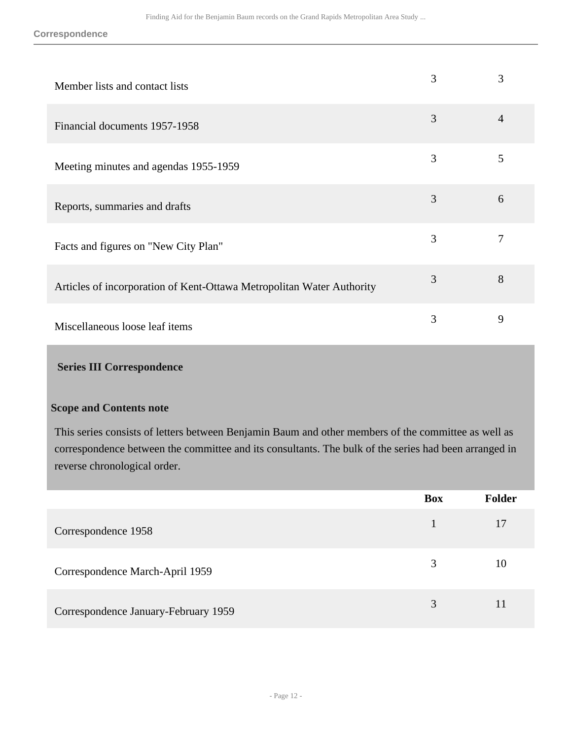| | Box | Folder |
|---|---|---|
| Member lists and contact lists | 3 | 3 |
| Financial documents 1957-1958 | 3 | 4 |
| Meeting minutes and agendas 1955-1959 | 3 | 5 |
| Reports, summaries and drafts | 3 | 6 |
| Facts and figures on "New City Plan" | 3 | 7 |
| Articles of incorporation of Kent-Ottawa Metropolitan Water Authority | 3 | 8 |
| Miscellaneous loose leaf items | 3 | 9 |

## Series III Correspondence

### Scope and Contents note

This series consists of letters between Benjamin Baum and other members of the committee as well as correspondence between the committee and its consultants. The bulk of the series had been arranged in reverse chronological order.

| | Box | Folder |
|---|---|---|
| Correspondence 1958 | 1 | 17 |
| Correspondence March-April 1959 | 3 | 10 |
| Correspondence January-February 1959 | 3 | 11 |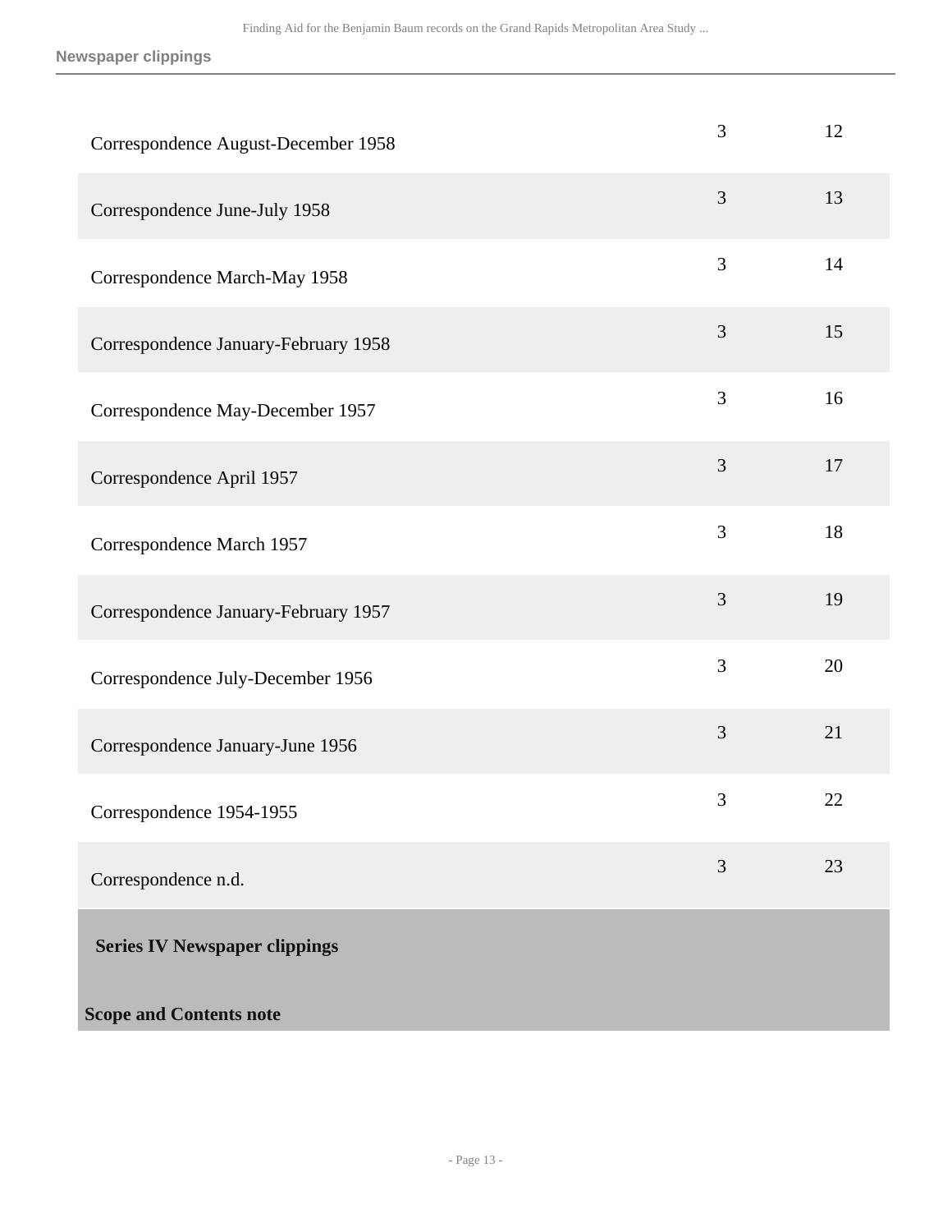| | | |
|---|---|---|
| Correspondence August-December 1958 | 3 | 12 |
| Correspondence June-July 1958 | 3 | 13 |
| Correspondence March-May 1958 | 3 | 14 |
| Correspondence January-February 1958 | 3 | 15 |
| Correspondence May-December 1957 | 3 | 16 |
| Correspondence April 1957 | 3 | 17 |
| Correspondence March 1957 | 3 | 18 |
| Correspondence January-February 1957 | 3 | 19 |
| Correspondence July-December 1956 | 3 | 20 |
| Correspondence January-June 1956 | 3 | 21 |
| Correspondence 1954-1955 | 3 | 22 |
| Correspondence n.d. | 3 | 23 |

## Series IV Newspaper clippings

**Scope and Contents note**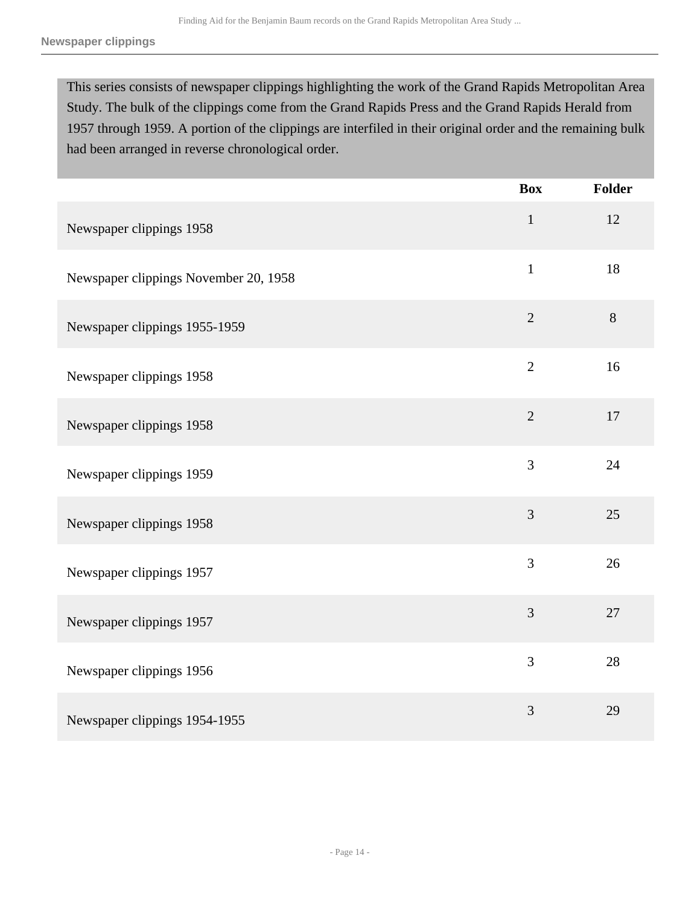## Newspaper clippings

This series consists of newspaper clippings highlighting the work of the Grand Rapids Metropolitan Area Study. The bulk of the clippings come from the Grand Rapids Press and the Grand Rapids Herald from 1957 through 1959. A portion of the clippings are interfiled in their original order and the remaining bulk had been arranged in reverse chronological order.

| | Box | Folder |
|---|---|---|
| Newspaper clippings 1958 | 1 | 12 |
| Newspaper clippings November 20, 1958 | 1 | 18 |
| Newspaper clippings 1955-1959 | 2 | 8 |
| Newspaper clippings 1958 | 2 | 16 |
| Newspaper clippings 1958 | 2 | 17 |
| Newspaper clippings 1959 | 3 | 24 |
| Newspaper clippings 1958 | 3 | 25 |
| Newspaper clippings 1957 | 3 | 26 |
| Newspaper clippings 1957 | 3 | 27 |
| Newspaper clippings 1956 | 3 | 28 |
| Newspaper clippings 1954-1955 | 3 | 29 |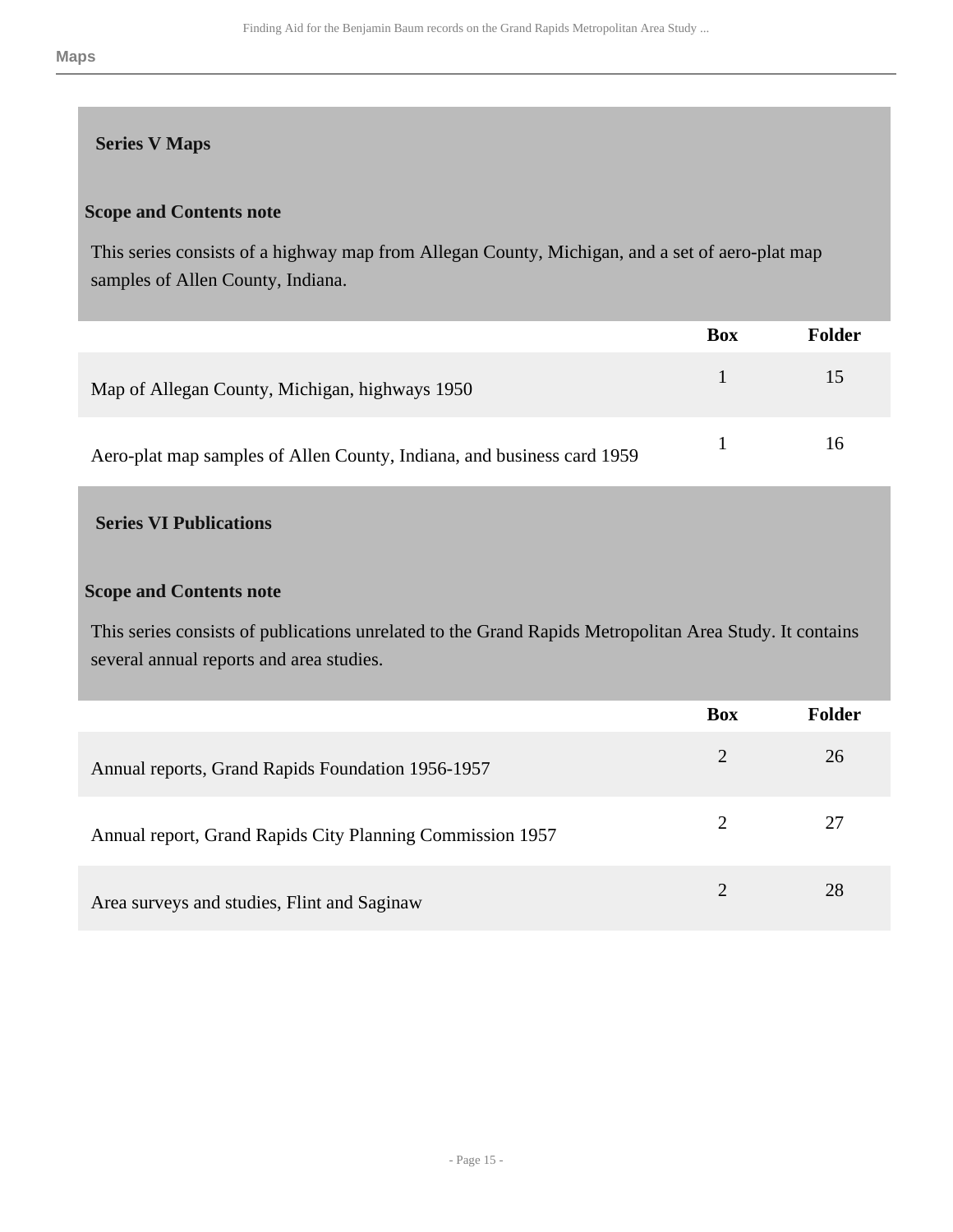## Series V Maps

### Scope and Contents note

This series consists of a highway map from Allegan County, Michigan, and a set of aero-plat map samples of Allen County, Indiana.

| | Box | Folder |
|---|---|---|
| Map of Allegan County, Michigan, highways 1950 | 1 | 15 |
| Aero-plat map samples of Allen County, Indiana, and business card 1959 | 1 | 16 |

## Series VI Publications

### Scope and Contents note

This series consists of publications unrelated to the Grand Rapids Metropolitan Area Study. It contains several annual reports and area studies.

| | Box | Folder |
|---|---|---|
| Annual reports, Grand Rapids Foundation 1956-1957 | 2 | 26 |
| Annual report, Grand Rapids City Planning Commission 1957 | 2 | 27 |
| Area surveys and studies, Flint and Saginaw | 2 | 28 |